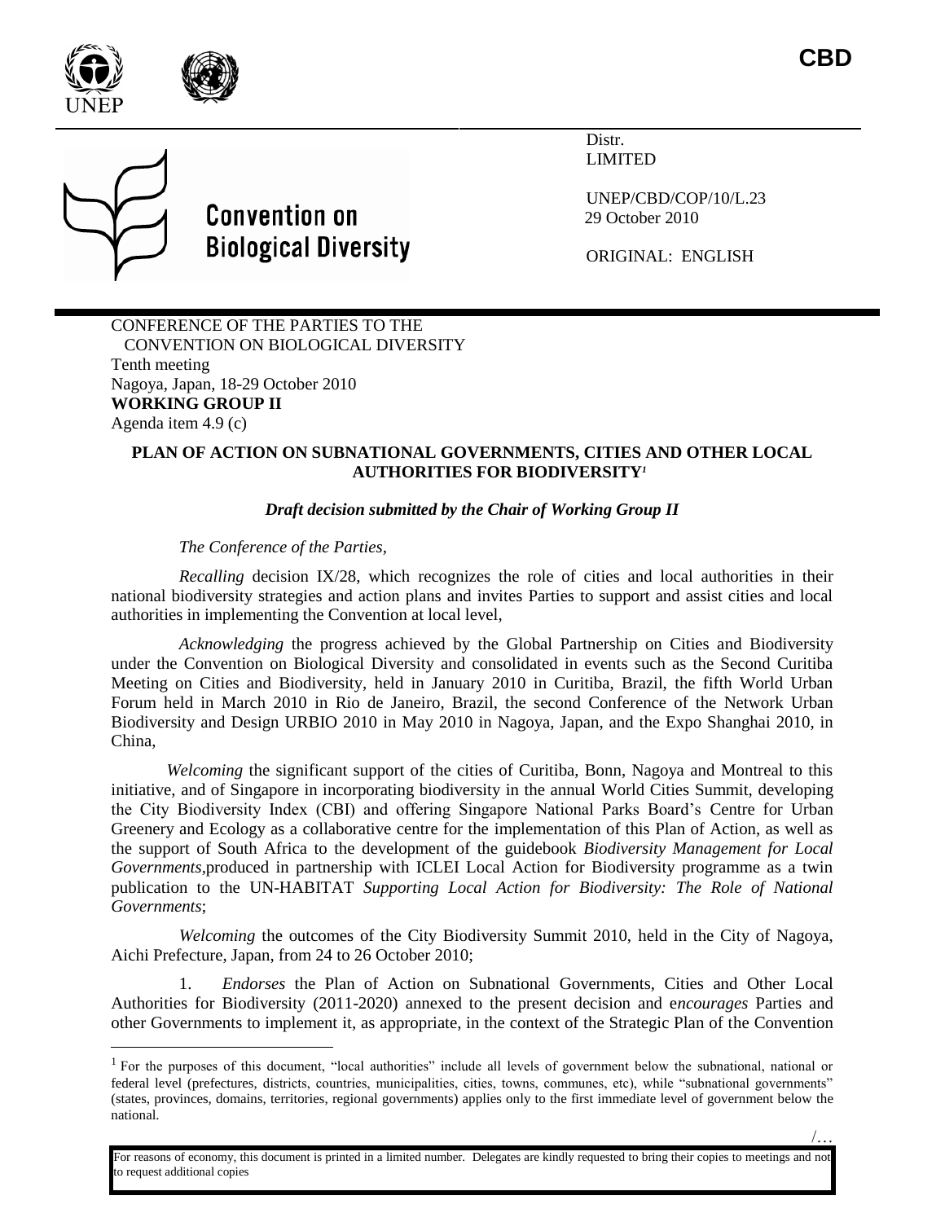**CBD**

Distr.
LIMITED

UNEP/CBD/COP/10/L.23
29 October 2010

ORIGINAL: ENGLISH

**Convention on Biological Diversity**

CONFERENCE OF THE PARTIES TO THE CONVENTION ON BIOLOGICAL DIVERSITY
Tenth meeting
Nagoya, Japan, 18-29 October 2010
**WORKING GROUP II**
Agenda item 4.9 (c)

**PLAN OF ACTION ON SUBNATIONAL GOVERNMENTS, CITIES AND OTHER LOCAL AUTHORITIES FOR BIODIVERSITY**[1]

***Draft decision submitted by the Chair of Working Group II***

*The Conference of the Parties*,

*Recalling* decision IX/28, which recognizes the role of cities and local authorities in their national biodiversity strategies and action plans and invites Parties to support and assist cities and local authorities in implementing the Convention at local level,

*Acknowledging* the progress achieved by the Global Partnership on Cities and Biodiversity under the Convention on Biological Diversity and consolidated in events such as the Second Curitiba Meeting on Cities and Biodiversity, held in January 2010 in Curitiba, Brazil, the fifth World Urban Forum held in March 2010 in Rio de Janeiro, Brazil, the second Conference of the Network Urban Biodiversity and Design URBIO 2010 in May 2010 in Nagoya, Japan, and the Expo Shanghai 2010, in China,

*Welcoming* the significant support of the cities of Curitiba, Bonn, Nagoya and Montreal to this initiative, and of Singapore in incorporating biodiversity in the annual World Cities Summit, developing the City Biodiversity Index (CBI) and offering Singapore National Parks Board's Centre for Urban Greenery and Ecology as a collaborative centre for the implementation of this Plan of Action, as well as the support of South Africa to the development of the guidebook *Biodiversity Management for Local Governments*,produced in partnership with ICLEI Local Action for Biodiversity programme as a twin publication to the UN-HABITAT *Supporting Local Action for Biodiversity: The Role of National Governments*;

*Welcoming* the outcomes of the City Biodiversity Summit 2010, held in the City of Nagoya, Aichi Prefecture, Japan, from 24 to 26 October 2010;

1. *Endorses* the Plan of Action on Subnational Governments, Cities and Other Local Authorities for Biodiversity (2011-2020) annexed to the present decision and e*ncourages* Parties and other Governments to implement it, as appropriate, in the context of the Strategic Plan of the Convention

[1] For the purposes of this document, "local authorities" include all levels of government below the subnational, national or federal level (prefectures, districts, countries, municipalities, cities, towns, communes, etc), while "subnational governments" (states, provinces, domains, territories, regional governments) applies only to the first immediate level of government below the national.

For reasons of economy, this document is printed in a limited number. Delegates are kindly requested to bring their copies to meetings and not to request additional copies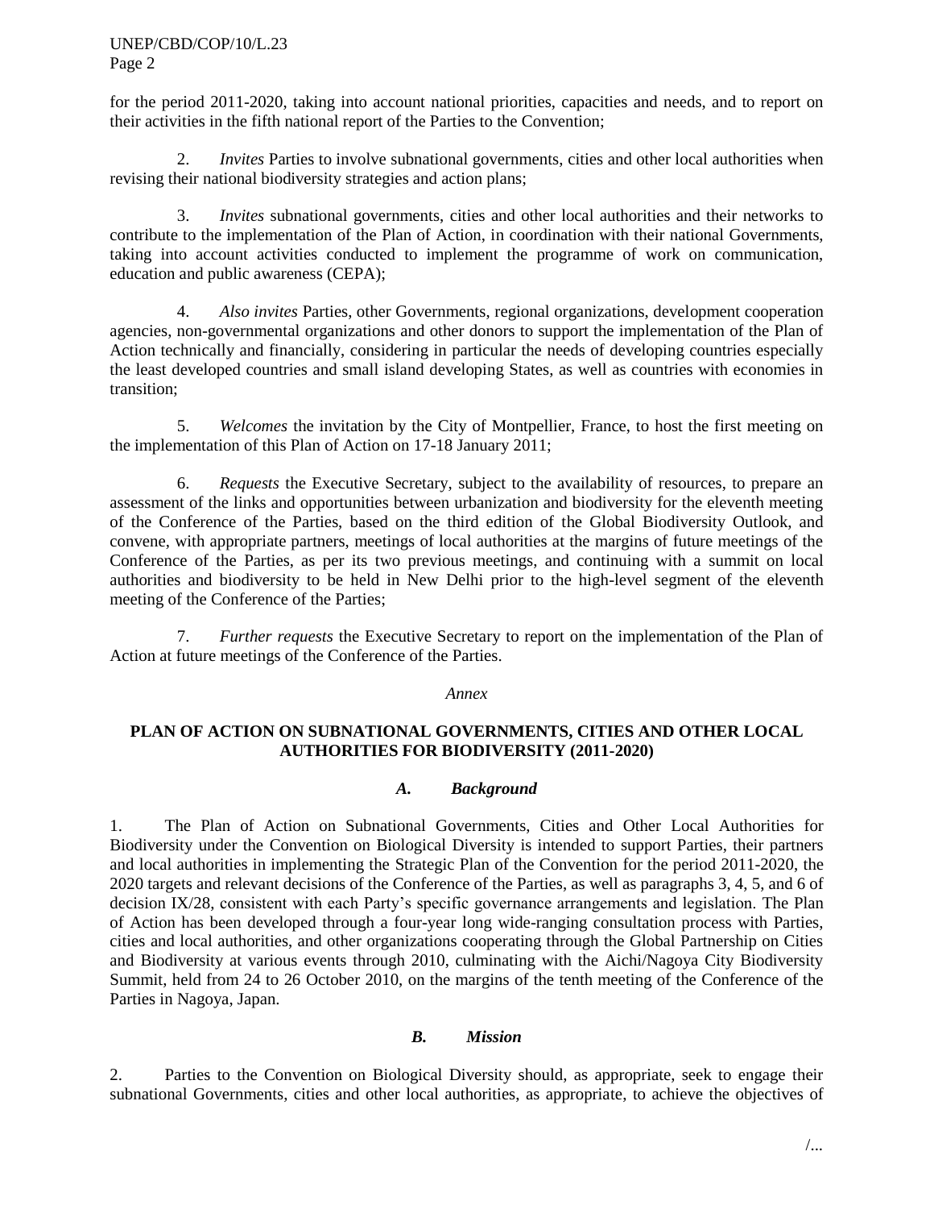for the period 2011-2020, taking into account national priorities, capacities and needs, and to report on their activities in the fifth national report of the Parties to the Convention;

2. *Invites* Parties to involve subnational governments, cities and other local authorities when revising their national biodiversity strategies and action plans;

3. *Invites* subnational governments, cities and other local authorities and their networks to contribute to the implementation of the Plan of Action, in coordination with their national Governments, taking into account activities conducted to implement the programme of work on communication, education and public awareness (CEPA);

4. *Also invites* Parties, other Governments, regional organizations, development cooperation agencies, non-governmental organizations and other donors to support the implementation of the Plan of Action technically and financially, considering in particular the needs of developing countries especially the least developed countries and small island developing States, as well as countries with economies in transition;

5. *Welcomes* the invitation by the City of Montpellier, France, to host the first meeting on the implementation of this Plan of Action on 17-18 January 2011;

6. *Requests* the Executive Secretary, subject to the availability of resources, to prepare an assessment of the links and opportunities between urbanization and biodiversity for the eleventh meeting of the Conference of the Parties, based on the third edition of the Global Biodiversity Outlook, and convene, with appropriate partners, meetings of local authorities at the margins of future meetings of the Conference of the Parties, as per its two previous meetings, and continuing with a summit on local authorities and biodiversity to be held in New Delhi prior to the high-level segment of the eleventh meeting of the Conference of the Parties;

7. *Further requests* the Executive Secretary to report on the implementation of the Plan of Action at future meetings of the Conference of the Parties.

*Annex*

## PLAN OF ACTION ON SUBNATIONAL GOVERNMENTS, CITIES AND OTHER LOCAL AUTHORITIES FOR BIODIVERSITY (2011-2020)

### *A. Background*

1. The Plan of Action on Subnational Governments, Cities and Other Local Authorities for Biodiversity under the Convention on Biological Diversity is intended to support Parties, their partners and local authorities in implementing the Strategic Plan of the Convention for the period 2011-2020, the 2020 targets and relevant decisions of the Conference of the Parties, as well as paragraphs 3, 4, 5, and 6 of decision IX/28, consistent with each Party's specific governance arrangements and legislation. The Plan of Action has been developed through a four-year long wide-ranging consultation process with Parties, cities and local authorities, and other organizations cooperating through the Global Partnership on Cities and Biodiversity at various events through 2010, culminating with the Aichi/Nagoya City Biodiversity Summit, held from 24 to 26 October 2010, on the margins of the tenth meeting of the Conference of the Parties in Nagoya, Japan.

### *B. Mission*

2. Parties to the Convention on Biological Diversity should, as appropriate, seek to engage their subnational Governments, cities and other local authorities, as appropriate, to achieve the objectives of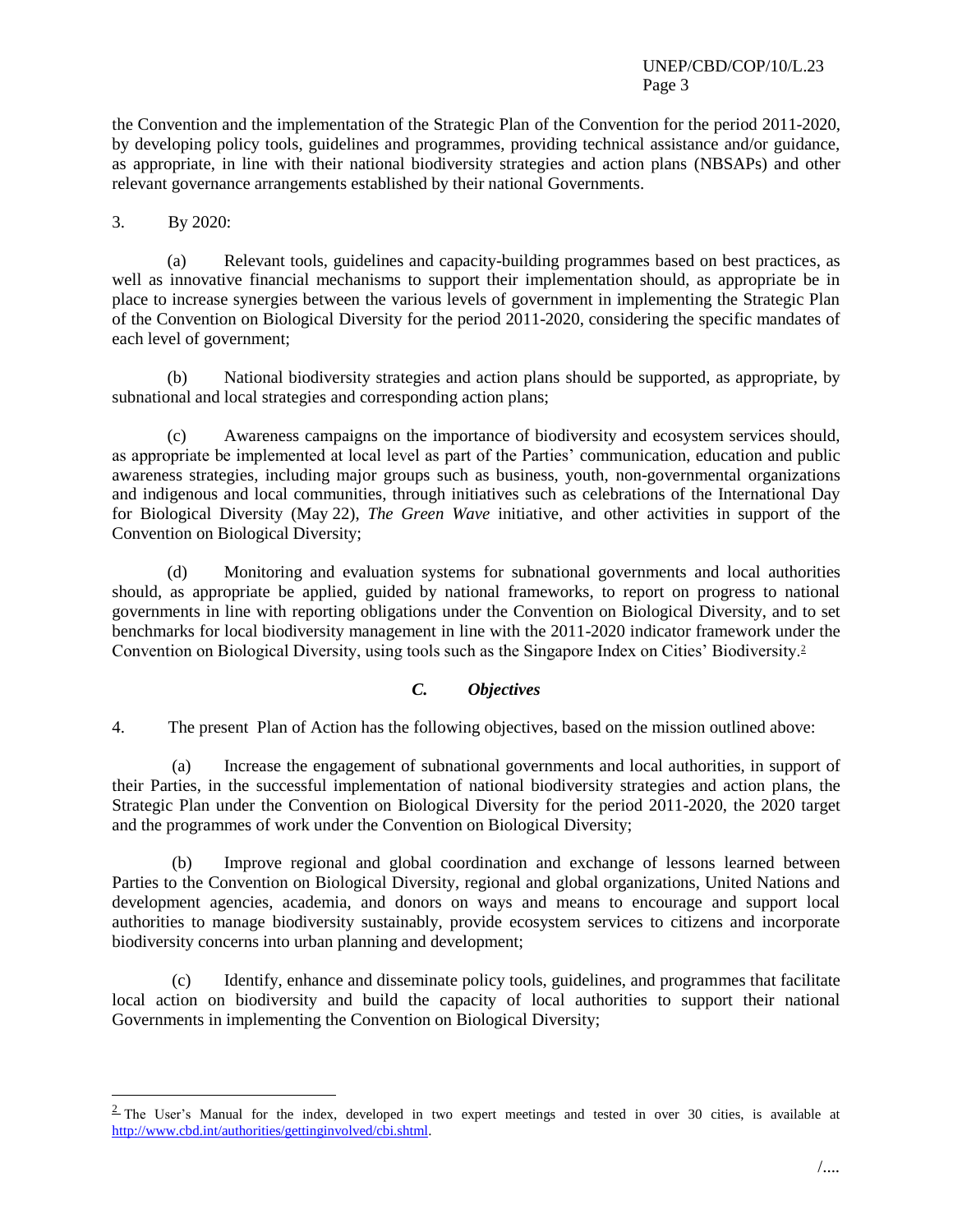the Convention and the implementation of the Strategic Plan of the Convention for the period 2011-2020, by developing policy tools, guidelines and programmes, providing technical assistance and/or guidance, as appropriate, in line with their national biodiversity strategies and action plans (NBSAPs) and other relevant governance arrangements established by their national Governments.

3. By 2020:

(a) Relevant tools, guidelines and capacity-building programmes based on best practices, as well as innovative financial mechanisms to support their implementation should, as appropriate be in place to increase synergies between the various levels of government in implementing the Strategic Plan of the Convention on Biological Diversity for the period 2011-2020, considering the specific mandates of each level of government;

(b) National biodiversity strategies and action plans should be supported, as appropriate, by subnational and local strategies and corresponding action plans;

(c) Awareness campaigns on the importance of biodiversity and ecosystem services should, as appropriate be implemented at local level as part of the Parties' communication, education and public awareness strategies, including major groups such as business, youth, non-governmental organizations and indigenous and local communities, through initiatives such as celebrations of the International Day for Biological Diversity (May 22), *The Green Wave* initiative, and other activities in support of the Convention on Biological Diversity;

(d) Monitoring and evaluation systems for subnational governments and local authorities should, as appropriate be applied, guided by national frameworks, to report on progress to national governments in line with reporting obligations under the Convention on Biological Diversity, and to set benchmarks for local biodiversity management in line with the 2011-2020 indicator framework under the Convention on Biological Diversity, using tools such as the Singapore Index on Cities' Biodiversity.[2]

### *C. Objectives*

4. The present Plan of Action has the following objectives, based on the mission outlined above:

(a) Increase the engagement of subnational governments and local authorities, in support of their Parties, in the successful implementation of national biodiversity strategies and action plans, the Strategic Plan under the Convention on Biological Diversity for the period 2011-2020, the 2020 target and the programmes of work under the Convention on Biological Diversity;

(b) Improve regional and global coordination and exchange of lessons learned between Parties to the Convention on Biological Diversity, regional and global organizations, United Nations and development agencies, academia, and donors on ways and means to encourage and support local authorities to manage biodiversity sustainably, provide ecosystem services to citizens and incorporate biodiversity concerns into urban planning and development;

(c) Identify, enhance and disseminate policy tools, guidelines, and programmes that facilitate local action on biodiversity and build the capacity of local authorities to support their national Governments in implementing the Convention on Biological Diversity;

---

[2] The User's Manual for the index, developed in two expert meetings and tested in over 30 cities, is available at http://www.cbd.int/authorities/gettinginvolved/cbi.shtml.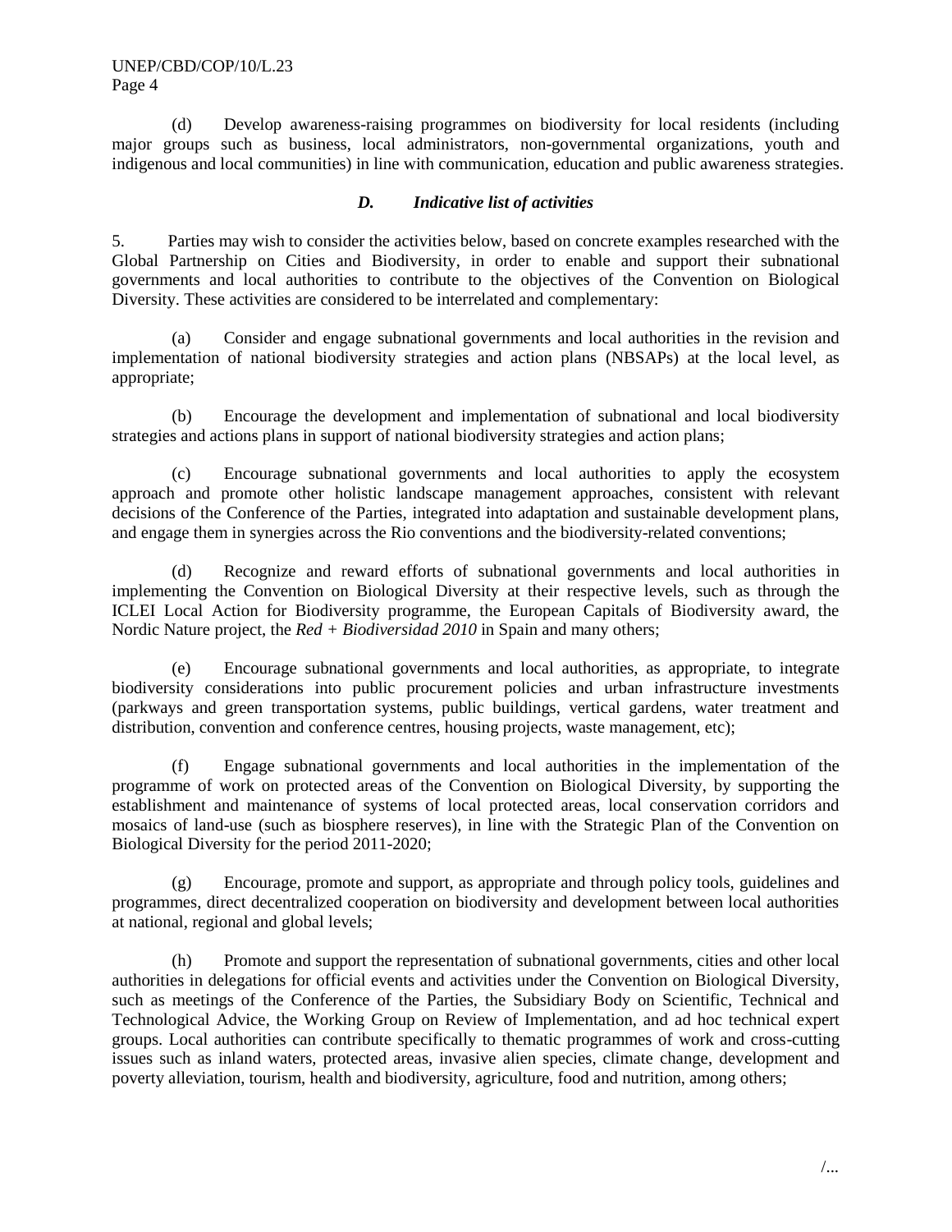(d) Develop awareness-raising programmes on biodiversity for local residents (including major groups such as business, local administrators, non-governmental organizations, youth and indigenous and local communities) in line with communication, education and public awareness strategies.

### *D. Indicative list of activities*

5. Parties may wish to consider the activities below, based on concrete examples researched with the Global Partnership on Cities and Biodiversity, in order to enable and support their subnational governments and local authorities to contribute to the objectives of the Convention on Biological Diversity. These activities are considered to be interrelated and complementary:

(a) Consider and engage subnational governments and local authorities in the revision and implementation of national biodiversity strategies and action plans (NBSAPs) at the local level, as appropriate;

(b) Encourage the development and implementation of subnational and local biodiversity strategies and actions plans in support of national biodiversity strategies and action plans;

(c) Encourage subnational governments and local authorities to apply the ecosystem approach and promote other holistic landscape management approaches, consistent with relevant decisions of the Conference of the Parties, integrated into adaptation and sustainable development plans, and engage them in synergies across the Rio conventions and the biodiversity-related conventions;

(d) Recognize and reward efforts of subnational governments and local authorities in implementing the Convention on Biological Diversity at their respective levels, such as through the ICLEI Local Action for Biodiversity programme, the European Capitals of Biodiversity award, the Nordic Nature project, the *Red + Biodiversidad 2010* in Spain and many others;

(e) Encourage subnational governments and local authorities, as appropriate, to integrate biodiversity considerations into public procurement policies and urban infrastructure investments (parkways and green transportation systems, public buildings, vertical gardens, water treatment and distribution, convention and conference centres, housing projects, waste management, etc);

(f) Engage subnational governments and local authorities in the implementation of the programme of work on protected areas of the Convention on Biological Diversity, by supporting the establishment and maintenance of systems of local protected areas, local conservation corridors and mosaics of land-use (such as biosphere reserves), in line with the Strategic Plan of the Convention on Biological Diversity for the period 2011-2020;

(g) Encourage, promote and support, as appropriate and through policy tools, guidelines and programmes, direct decentralized cooperation on biodiversity and development between local authorities at national, regional and global levels;

(h) Promote and support the representation of subnational governments, cities and other local authorities in delegations for official events and activities under the Convention on Biological Diversity, such as meetings of the Conference of the Parties, the Subsidiary Body on Scientific, Technical and Technological Advice, the Working Group on Review of Implementation, and ad hoc technical expert groups. Local authorities can contribute specifically to thematic programmes of work and cross-cutting issues such as inland waters, protected areas, invasive alien species, climate change, development and poverty alleviation, tourism, health and biodiversity, agriculture, food and nutrition, among others;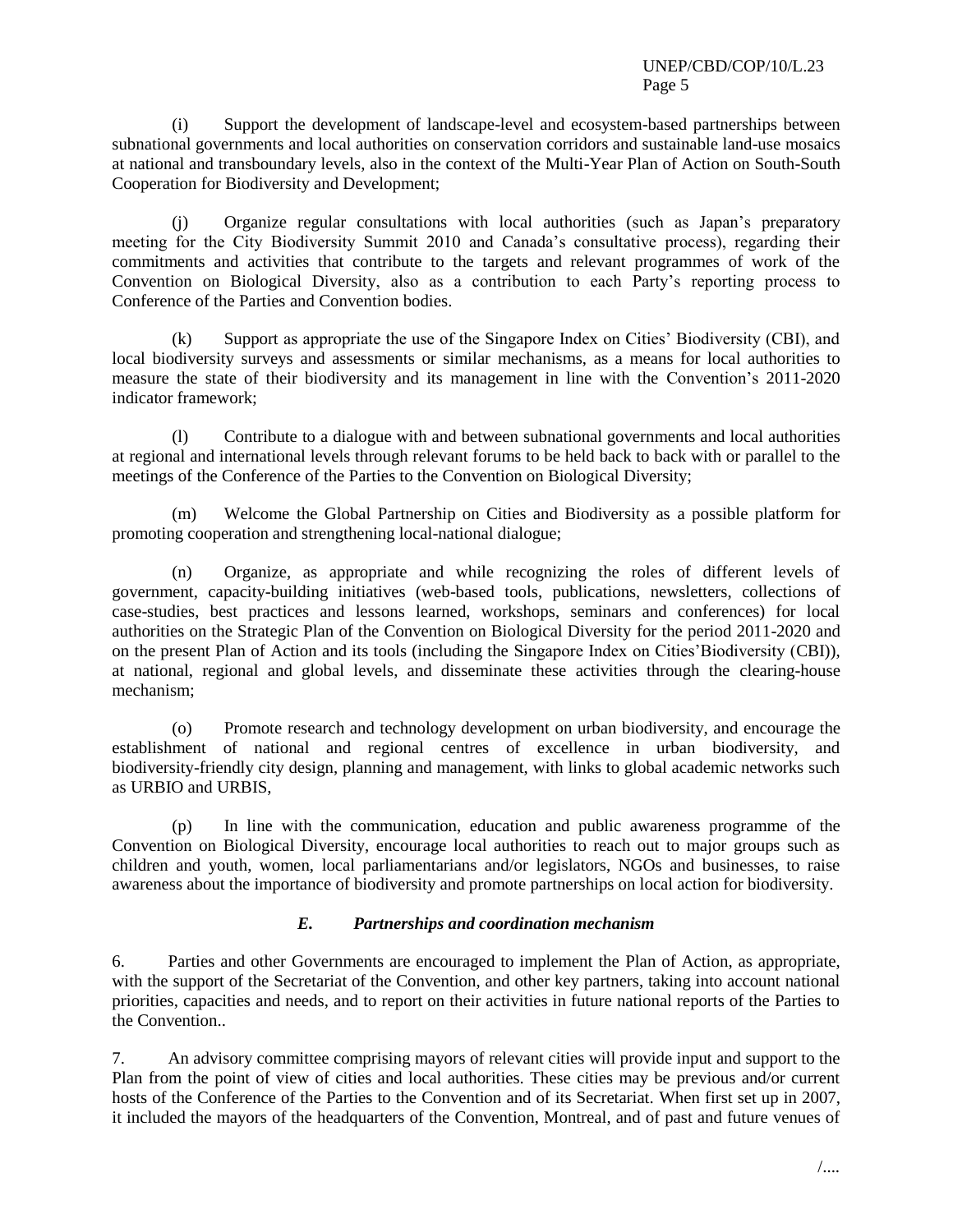(i) Support the development of landscape-level and ecosystem-based partnerships between subnational governments and local authorities on conservation corridors and sustainable land-use mosaics at national and transboundary levels, also in the context of the Multi-Year Plan of Action on South-South Cooperation for Biodiversity and Development;

(j) Organize regular consultations with local authorities (such as Japan's preparatory meeting for the City Biodiversity Summit 2010 and Canada's consultative process), regarding their commitments and activities that contribute to the targets and relevant programmes of work of the Convention on Biological Diversity, also as a contribution to each Party's reporting process to Conference of the Parties and Convention bodies.

(k) Support as appropriate the use of the Singapore Index on Cities' Biodiversity (CBI), and local biodiversity surveys and assessments or similar mechanisms, as a means for local authorities to measure the state of their biodiversity and its management in line with the Convention's 2011-2020 indicator framework;

(l) Contribute to a dialogue with and between subnational governments and local authorities at regional and international levels through relevant forums to be held back to back with or parallel to the meetings of the Conference of the Parties to the Convention on Biological Diversity;

(m) Welcome the Global Partnership on Cities and Biodiversity as a possible platform for promoting cooperation and strengthening local-national dialogue;

(n) Organize, as appropriate and while recognizing the roles of different levels of government, capacity-building initiatives (web-based tools, publications, newsletters, collections of case-studies, best practices and lessons learned, workshops, seminars and conferences) for local authorities on the Strategic Plan of the Convention on Biological Diversity for the period 2011-2020 and on the present Plan of Action and its tools (including the Singapore Index on Cities'Biodiversity (CBI)), at national, regional and global levels, and disseminate these activities through the clearing-house mechanism;

(o) Promote research and technology development on urban biodiversity, and encourage the establishment of national and regional centres of excellence in urban biodiversity, and biodiversity-friendly city design, planning and management, with links to global academic networks such as URBIO and URBIS,

(p) In line with the communication, education and public awareness programme of the Convention on Biological Diversity, encourage local authorities to reach out to major groups such as children and youth, women, local parliamentarians and/or legislators, NGOs and businesses, to raise awareness about the importance of biodiversity and promote partnerships on local action for biodiversity.

### *E. Partnerships and coordination mechanism*

6. Parties and other Governments are encouraged to implement the Plan of Action, as appropriate, with the support of the Secretariat of the Convention, and other key partners, taking into account national priorities, capacities and needs, and to report on their activities in future national reports of the Parties to the Convention..

7. An advisory committee comprising mayors of relevant cities will provide input and support to the Plan from the point of view of cities and local authorities. These cities may be previous and/or current hosts of the Conference of the Parties to the Convention and of its Secretariat. When first set up in 2007, it included the mayors of the headquarters of the Convention, Montreal, and of past and future venues of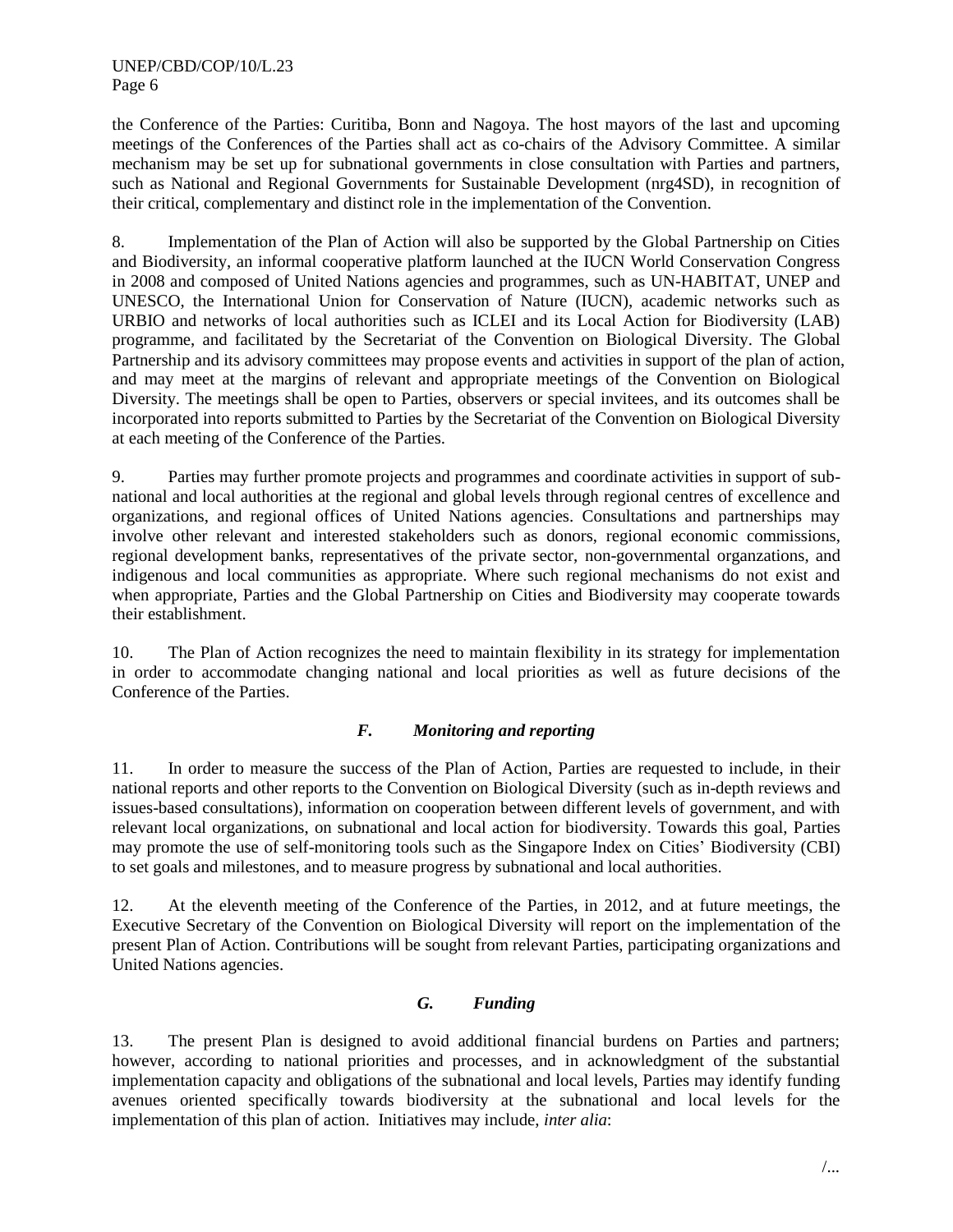the Conference of the Parties: Curitiba, Bonn and Nagoya. The host mayors of the last and upcoming meetings of the Conferences of the Parties shall act as co-chairs of the Advisory Committee. A similar mechanism may be set up for subnational governments in close consultation with Parties and partners, such as National and Regional Governments for Sustainable Development (nrg4SD), in recognition of their critical, complementary and distinct role in the implementation of the Convention.

8. Implementation of the Plan of Action will also be supported by the Global Partnership on Cities and Biodiversity, an informal cooperative platform launched at the IUCN World Conservation Congress in 2008 and composed of United Nations agencies and programmes, such as UN-HABITAT, UNEP and UNESCO, the International Union for Conservation of Nature (IUCN), academic networks such as URBIO and networks of local authorities such as ICLEI and its Local Action for Biodiversity (LAB) programme, and facilitated by the Secretariat of the Convention on Biological Diversity. The Global Partnership and its advisory committees may propose events and activities in support of the plan of action, and may meet at the margins of relevant and appropriate meetings of the Convention on Biological Diversity. The meetings shall be open to Parties, observers or special invitees, and its outcomes shall be incorporated into reports submitted to Parties by the Secretariat of the Convention on Biological Diversity at each meeting of the Conference of the Parties.

9. Parties may further promote projects and programmes and coordinate activities in support of sub-national and local authorities at the regional and global levels through regional centres of excellence and organizations, and regional offices of United Nations agencies. Consultations and partnerships may involve other relevant and interested stakeholders such as donors, regional economic commissions, regional development banks, representatives of the private sector, non-governmental organzations, and indigenous and local communities as appropriate. Where such regional mechanisms do not exist and when appropriate, Parties and the Global Partnership on Cities and Biodiversity may cooperate towards their establishment.

10. The Plan of Action recognizes the need to maintain flexibility in its strategy for implementation in order to accommodate changing national and local priorities as well as future decisions of the Conference of the Parties.

### *F. Monitoring and reporting*

11. In order to measure the success of the Plan of Action, Parties are requested to include, in their national reports and other reports to the Convention on Biological Diversity (such as in-depth reviews and issues-based consultations), information on cooperation between different levels of government, and with relevant local organizations, on subnational and local action for biodiversity. Towards this goal, Parties may promote the use of self-monitoring tools such as the Singapore Index on Cities' Biodiversity (CBI) to set goals and milestones, and to measure progress by subnational and local authorities.

12. At the eleventh meeting of the Conference of the Parties, in 2012, and at future meetings, the Executive Secretary of the Convention on Biological Diversity will report on the implementation of the present Plan of Action. Contributions will be sought from relevant Parties, participating organizations and United Nations agencies.

### *G. Funding*

13. The present Plan is designed to avoid additional financial burdens on Parties and partners; however, according to national priorities and processes, and in acknowledgment of the substantial implementation capacity and obligations of the subnational and local levels, Parties may identify funding avenues oriented specifically towards biodiversity at the subnational and local levels for the implementation of this plan of action. Initiatives may include, *inter alia*: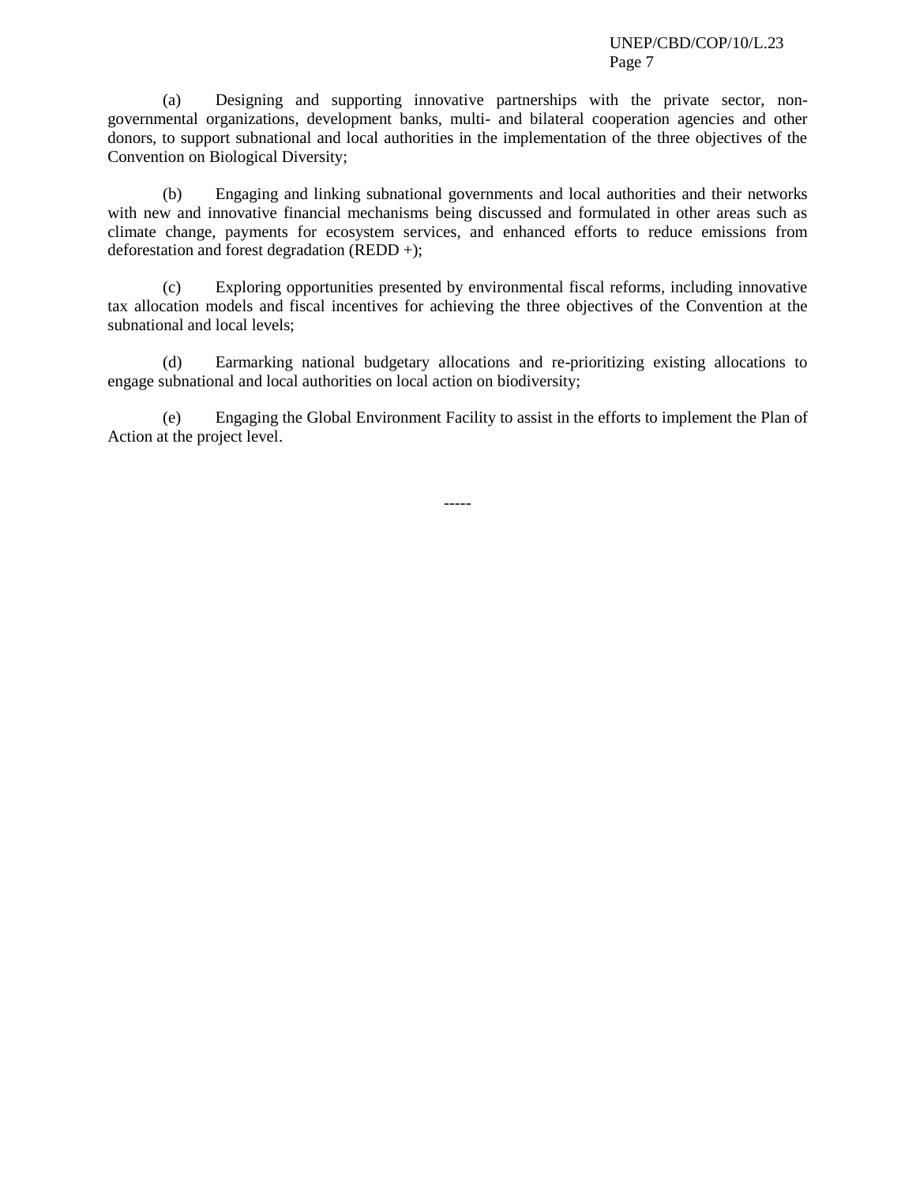(a) Designing and supporting innovative partnerships with the private sector, non-governmental organizations, development banks, multi- and bilateral cooperation agencies and other donors, to support subnational and local authorities in the implementation of the three objectives of the Convention on Biological Diversity;

(b) Engaging and linking subnational governments and local authorities and their networks with new and innovative financial mechanisms being discussed and formulated in other areas such as climate change, payments for ecosystem services, and enhanced efforts to reduce emissions from deforestation and forest degradation (REDD +);

(c) Exploring opportunities presented by environmental fiscal reforms, including innovative tax allocation models and fiscal incentives for achieving the three objectives of the Convention at the subnational and local levels;

(d) Earmarking national budgetary allocations and re-prioritizing existing allocations to engage subnational and local authorities on local action on biodiversity;

(e) Engaging the Global Environment Facility to assist in the efforts to implement the Plan of Action at the project level.

-----